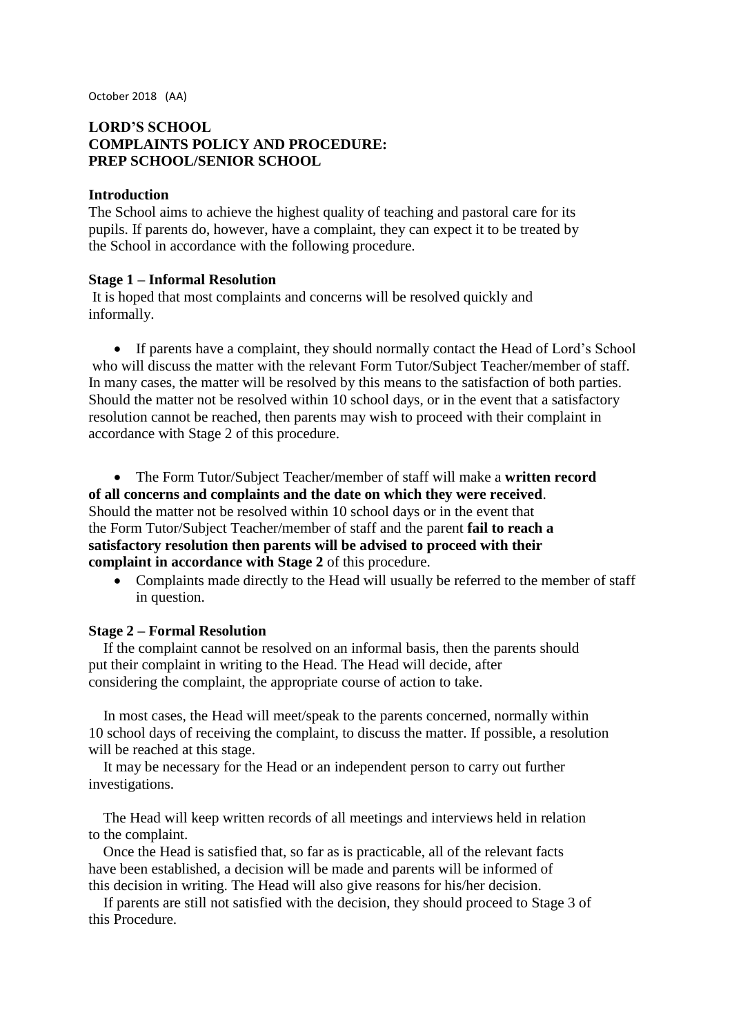October 2018 (AA)

**LORD'S SCHOOL**
**COMPLAINTS POLICY AND PROCEDURE:**
**PREP SCHOOL/SENIOR SCHOOL**

**Introduction**

The School aims to achieve the highest quality of teaching and pastoral care for its pupils. If parents do, however, have a complaint, they can expect it to be treated by the School in accordance with the following procedure.

**Stage 1 – Informal Resolution**

It is hoped that most complaints and concerns will be resolved quickly and informally.

- If parents have a complaint, they should normally contact the Head of Lord's School who will discuss the matter with the relevant Form Tutor/Subject Teacher/member of staff. In many cases, the matter will be resolved by this means to the satisfaction of both parties. Should the matter not be resolved within 10 school days, or in the event that a satisfactory resolution cannot be reached, then parents may wish to proceed with their complaint in accordance with Stage 2 of this procedure.

- The Form Tutor/Subject Teacher/member of staff will make a **written record of all concerns and complaints and the date on which they were received**. Should the matter not be resolved within 10 school days or in the event that the Form Tutor/Subject Teacher/member of staff and the parent **fail to reach a satisfactory resolution then parents will be advised to proceed with their complaint in accordance with Stage 2** of this procedure.
- Complaints made directly to the Head will usually be referred to the member of staff in question.

**Stage 2 – Formal Resolution**

If the complaint cannot be resolved on an informal basis, then the parents should put their complaint in writing to the Head. The Head will decide, after considering the complaint, the appropriate course of action to take.

In most cases, the Head will meet/speak to the parents concerned, normally within 10 school days of receiving the complaint, to discuss the matter. If possible, a resolution will be reached at this stage.

It may be necessary for the Head or an independent person to carry out further investigations.

The Head will keep written records of all meetings and interviews held in relation to the complaint.

Once the Head is satisfied that, so far as is practicable, all of the relevant facts have been established, a decision will be made and parents will be informed of this decision in writing. The Head will also give reasons for his/her decision.

If parents are still not satisfied with the decision, they should proceed to Stage 3 of this Procedure.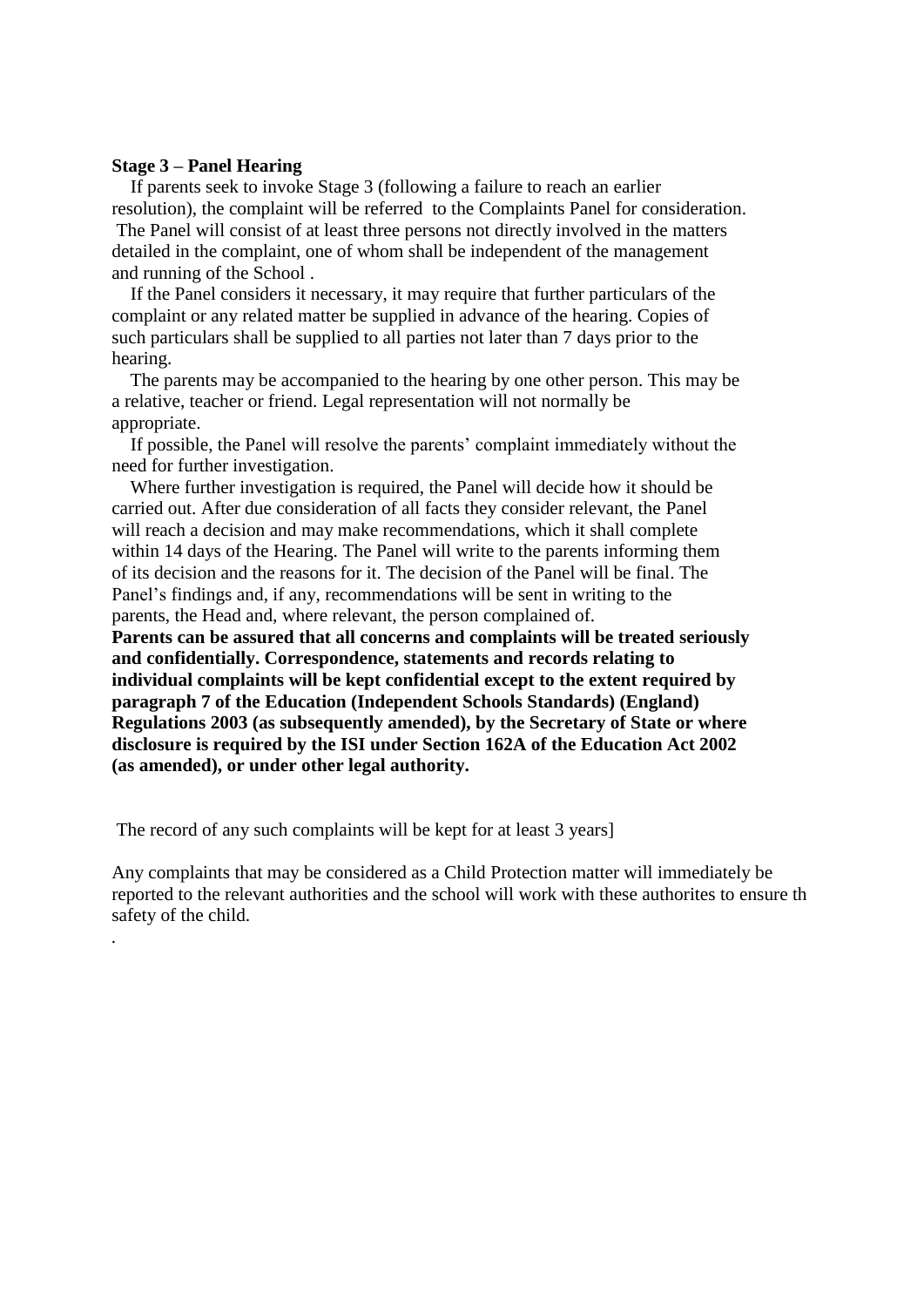**Stage 3 – Panel Hearing**

If parents seek to invoke Stage 3 (following a failure to reach an earlier resolution), the complaint will be referred to the Complaints Panel for consideration. The Panel will consist of at least three persons not directly involved in the matters detailed in the complaint, one of whom shall be independent of the management and running of the School .

If the Panel considers it necessary, it may require that further particulars of the complaint or any related matter be supplied in advance of the hearing. Copies of such particulars shall be supplied to all parties not later than 7 days prior to the hearing.

The parents may be accompanied to the hearing by one other person. This may be a relative, teacher or friend. Legal representation will not normally be appropriate.

If possible, the Panel will resolve the parents' complaint immediately without the need for further investigation.

Where further investigation is required, the Panel will decide how it should be carried out. After due consideration of all facts they consider relevant, the Panel will reach a decision and may make recommendations, which it shall complete within 14 days of the Hearing. The Panel will write to the parents informing them of its decision and the reasons for it. The decision of the Panel will be final. The Panel's findings and, if any, recommendations will be sent in writing to the parents, the Head and, where relevant, the person complained of.

**Parents can be assured that all concerns and complaints will be treated seriously and confidentially. Correspondence, statements and records relating to individual complaints will be kept confidential except to the extent required by paragraph 7 of the Education (Independent Schools Standards) (England) Regulations 2003 (as subsequently amended), by the Secretary of State or where disclosure is required by the ISI under Section 162A of the Education Act 2002 (as amended), or under other legal authority.**

The record of any such complaints will be kept for at least 3 years]

Any complaints that may be considered as a Child Protection matter will immediately be reported to the relevant authorities and the school will work with these authorites to ensure th safety of the child.

.